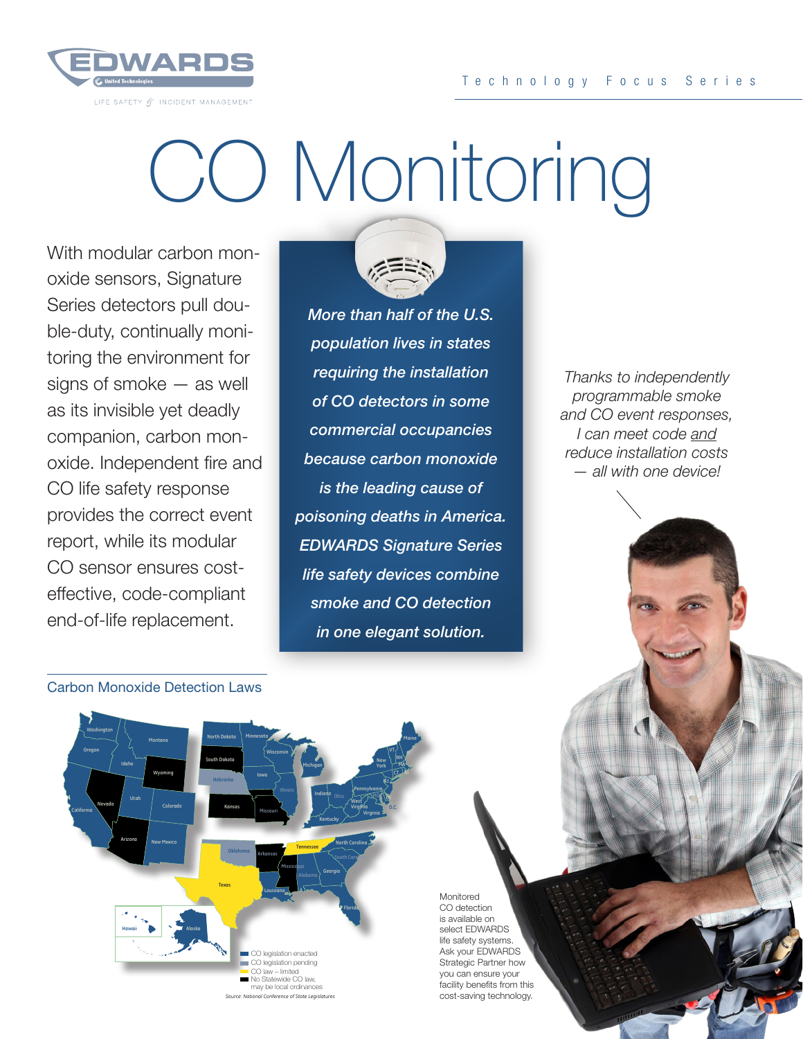# CO Monitoring

With modular carbon monoxide sensors, Signature Series detectors pull double-duty, continually monitoring the environment for signs of smoke — as well as its invisible yet deadly companion, carbon monoxide. Independent fire and CO life safety response provides the correct event report, while its modular CO sensor ensures cost-effective, code-compliant end-of-life replacement.

***More than half of the U.S. population lives in states requiring the installation of CO detectors in some commercial occupancies because carbon monoxide is the leading cause of poisoning deaths in America. EDWARDS Signature Series life safety devices combine smoke and CO detection in one elegant solution.***

*Thanks to independently programmable smoke and CO event responses, I can meet code and reduce installation costs — all with one device!*

## Carbon Monoxide Detection Laws

- CO legislation enacted
- CO legislation pending
- CO law – limited
- No Statewide CO law, may be local ordinances

*Source: National Conference of State Legislatures*

Monitored CO detection is available on select EDWARDS life safety systems. Ask your EDWARDS Strategic Partner how you can ensure your facility benefits from this cost-saving technology.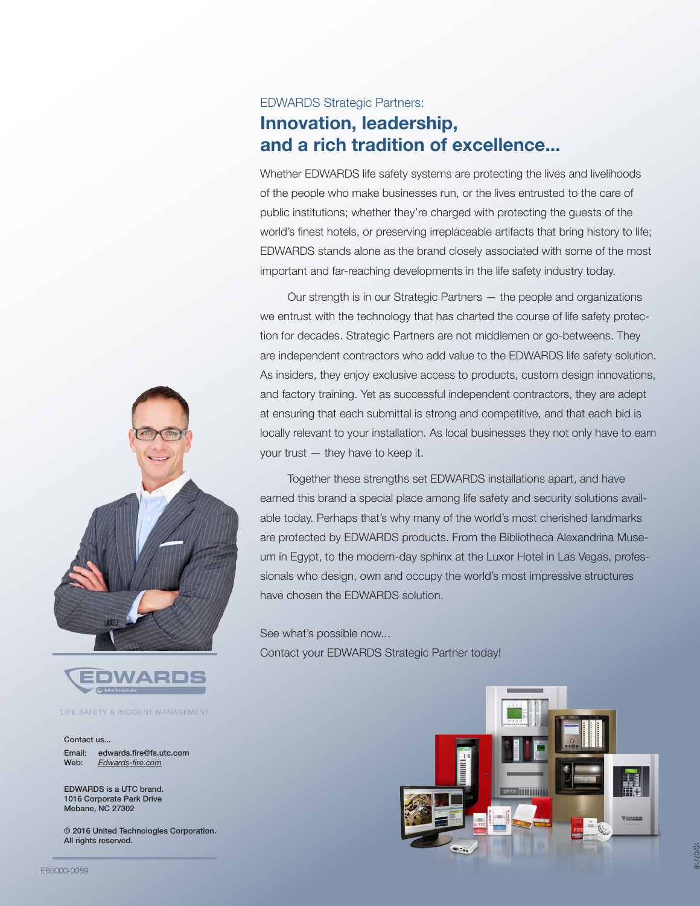EDWARDS Strategic Partners:

## Innovation, leadership, and a rich tradition of excellence...

Whether EDWARDS life safety systems are protecting the lives and livelihoods of the people who make businesses run, or the lives entrusted to the care of public institutions; whether they're charged with protecting the guests of the world's finest hotels, or preserving irreplaceable artifacts that bring history to life; EDWARDS stands alone as the brand closely associated with some of the most important and far-reaching developments in the life safety industry today.

Our strength is in our Strategic Partners — the people and organizations we entrust with the technology that has charted the course of life safety protection for decades. Strategic Partners are not middlemen or go-betweens. They are independent contractors who add value to the EDWARDS life safety solution. As insiders, they enjoy exclusive access to products, custom design innovations, and factory training. Yet as successful independent contractors, they are adept at ensuring that each submittal is strong and competitive, and that each bid is locally relevant to your installation. As local businesses they not only have to earn your trust — they have to keep it.

Together these strengths set EDWARDS installations apart, and have earned this brand a special place among life safety and security solutions available today. Perhaps that's why many of the world's most cherished landmarks are protected by EDWARDS products. From the Bibliotheca Alexandrina Museum in Egypt, to the modern-day sphinx at the Luxor Hotel in Las Vegas, professionals who design, own and occupy the world's most impressive structures have chosen the EDWARDS solution.

See what's possible now...
Contact your EDWARDS Strategic Partner today!

EDWARDS

LIFE SAFETY & INCIDENT MANAGEMENT

Contact us...
Email: edwards.fire@fs.utc.com
Web: Edwards-fire.com

EDWARDS is a UTC brand.
1016 Corporate Park Drive
Mebane, NC 27302

© 2016 United Technologies Corporation.
All rights reserved.

E85000-0389

10/07/16